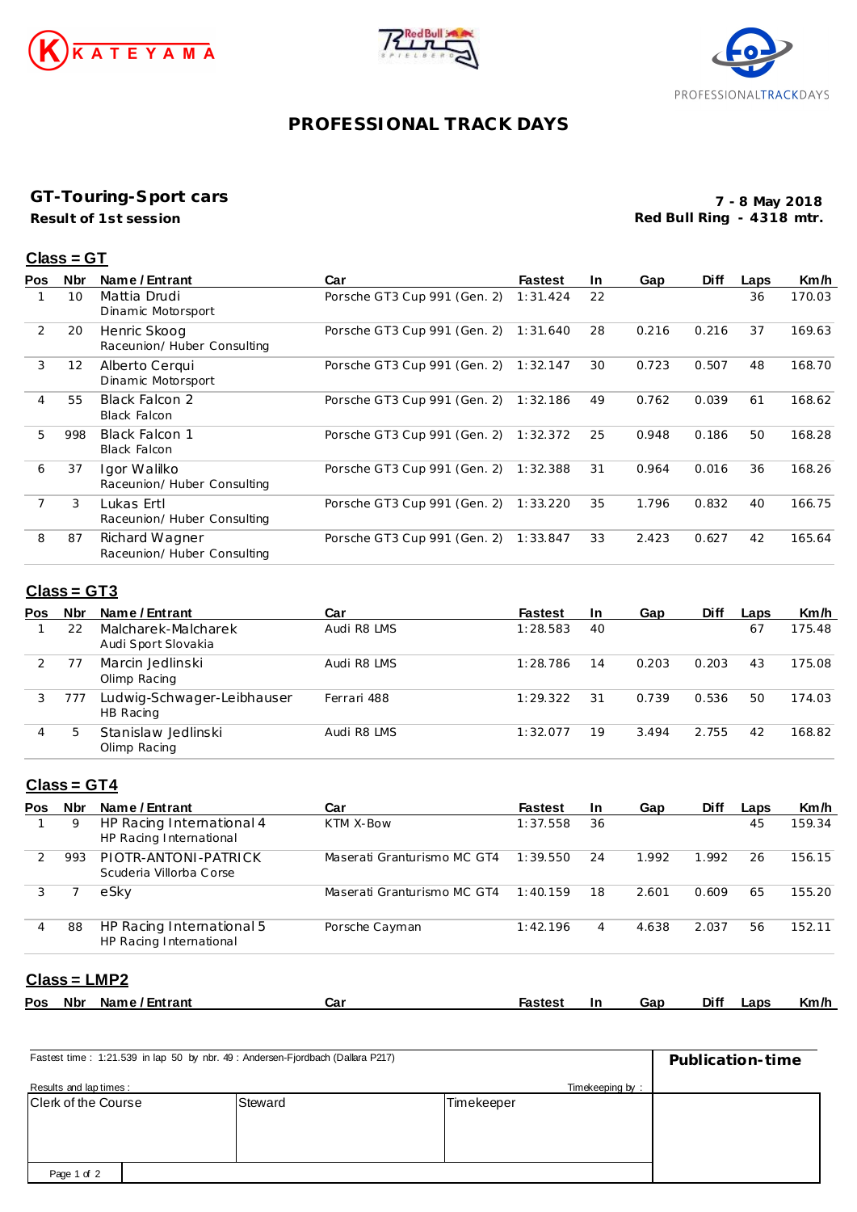# PROFESSIONAL TRACK DAYS

## GT-Touring-Sport cars

**Result of 1st session**

**7 - 8 May 2018**
**Red Bull Ring - 4318 mtr.**

### Class = GT

| Pos | Nbr | Name / Entrant | Car | Fastest | In | Gap | Diff | Laps | Km/h |
|---|---|---|---|---|---|---|---|---|---|
| 1 | 10 | Mattia Drudi<br>Dinamic Motorsport | Porsche GT3 Cup 991 (Gen. 2) | 1:31.424 | 22 | | | 36 | 170.03 |
| 2 | 20 | Henric Skoog<br>Raceunion/ Huber Consulting | Porsche GT3 Cup 991 (Gen. 2) | 1:31.640 | 28 | 0.216 | 0.216 | 37 | 169.63 |
| 3 | 12 | Alberto Cerqui<br>Dinamic Motorsport | Porsche GT3 Cup 991 (Gen. 2) | 1:32.147 | 30 | 0.723 | 0.507 | 48 | 168.70 |
| 4 | 55 | Black Falcon 2<br>Black Falcon | Porsche GT3 Cup 991 (Gen. 2) | 1:32.186 | 49 | 0.762 | 0.039 | 61 | 168.62 |
| 5 | 998 | Black Falcon 1<br>Black Falcon | Porsche GT3 Cup 991 (Gen. 2) | 1:32.372 | 25 | 0.948 | 0.186 | 50 | 168.28 |
| 6 | 37 | Igor Walilko<br>Raceunion/ Huber Consulting | Porsche GT3 Cup 991 (Gen. 2) | 1:32.388 | 31 | 0.964 | 0.016 | 36 | 168.26 |
| 7 | 3 | Lukas Ertl<br>Raceunion/ Huber Consulting | Porsche GT3 Cup 991 (Gen. 2) | 1:33.220 | 35 | 1.796 | 0.832 | 40 | 166.75 |
| 8 | 87 | Richard Wagner<br>Raceunion/ Huber Consulting | Porsche GT3 Cup 991 (Gen. 2) | 1:33.847 | 33 | 2.423 | 0.627 | 42 | 165.64 |

### Class = GT3

| Pos | Nbr | Name / Entrant | Car | Fastest | In | Gap | Diff | Laps | Km/h |
|---|---|---|---|---|---|---|---|---|---|
| 1 | 22 | Malcharek-Malcharek<br>Audi Sport Slovakia | Audi R8 LMS | 1:28.583 | 40 | | | 67 | 175.48 |
| 2 | 77 | Marcin Jedlinski<br>Olimp Racing | Audi R8 LMS | 1:28.786 | 14 | 0.203 | 0.203 | 43 | 175.08 |
| 3 | 777 | Ludwig-Schwager-Leibhauser<br>HB Racing | Ferrari 488 | 1:29.322 | 31 | 0.739 | 0.536 | 50 | 174.03 |
| 4 | 5 | Stanislaw Jedlinski<br>Olimp Racing | Audi R8 LMS | 1:32.077 | 19 | 3.494 | 2.755 | 42 | 168.82 |

### Class = GT4

| Pos | Nbr | Name / Entrant | Car | Fastest | In | Gap | Diff | Laps | Km/h |
|---|---|---|---|---|---|---|---|---|---|
| 1 | 9 | HP Racing International 4<br>HP Racing International | KTM X-Bow | 1:37.558 | 36 | | | 45 | 159.34 |
| 2 | 993 | PIOTR-ANTONI-PATRICK<br>Scuderia Villorba Corse | Maserati Granturismo MC GT4 | 1:39.550 | 24 | 1.992 | 1.992 | 26 | 156.15 |
| 3 | 7 | eSky | Maserati Granturismo MC GT4 | 1:40.159 | 18 | 2.601 | 0.609 | 65 | 155.20 |
| 4 | 88 | HP Racing International 5<br>HP Racing International | Porsche Cayman | 1:42.196 | 4 | 4.638 | 2.037 | 56 | 152.11 |

### Class = LMP2

| Pos | Nbr | Name / Entrant | Car | Fastest | In | Gap | Diff | Laps | Km/h |
|---|---|---|---|---|---|---|---|---|---|

Fastest time : 1:21.539 in lap 50 by nbr. 49 : Andersen-Fjordbach (Dallara P217)

**Publication-time**

Results and lap times : Timekeeping by :

| Clerk of the Course | Steward | Timekeeper |
|---|---|---|
| | | |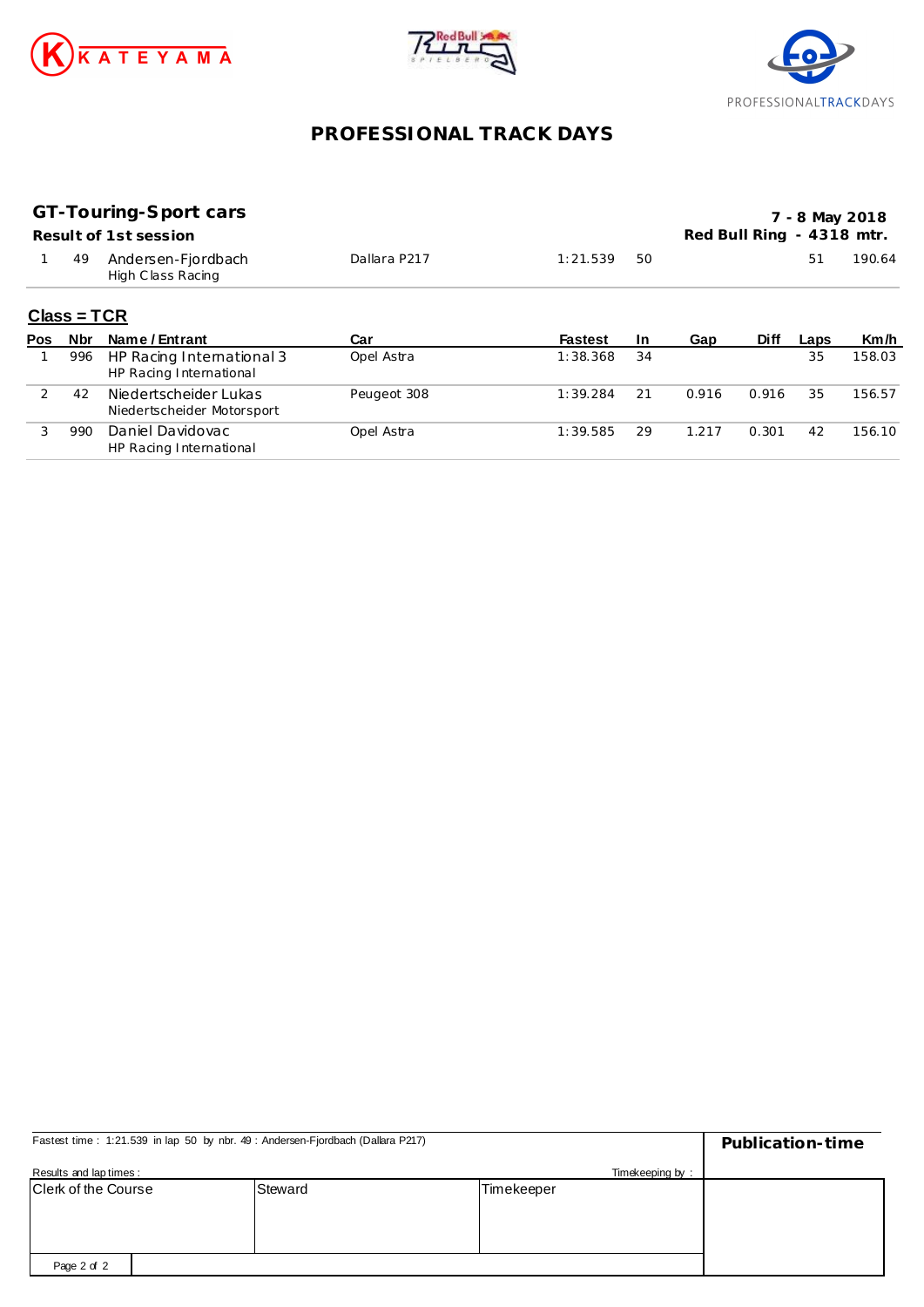## PROFESSIONAL TRACK DAYS

### GT-Touring-Sport cars

**Result of 1st session**

**7 - 8 May 2018**
**Red Bull Ring - 4318 mtr.**

| Pos | Nbr | Name / Entrant | Car | Fastest | In | Gap | Diff | Laps | Km/h |
|---|---|---|---|---|---|---|---|---|---|
| 1 | 49 | Andersen-Fjordbach<br>High Class Racing | Dallara P217 | 1:21.539 | 50 | | | 51 | 190.64 |

### Class = TCR

| Pos | Nbr | Name / Entrant | Car | Fastest | In | Gap | Diff | Laps | Km/h |
|---|---|---|---|---|---|---|---|---|---|
| 1 | 996 | HP Racing International 3<br>HP Racing International | Opel Astra | 1:38.368 | 34 | | | 35 | 158.03 |
| 2 | 42 | Niedertscheider Lukas<br>Niedertscheider Motorsport | Peugeot 308 | 1:39.284 | 21 | 0.916 | 0.916 | 35 | 156.57 |
| 3 | 990 | Daniel Davidovac<br>HP Racing International | Opel Astra | 1:39.585 | 29 | 1.217 | 0.301 | 42 | 156.10 |

Fastest time : 1:21.539 in lap 50 by nbr. 49 : Andersen-Fjordbach (Dallara P217)

Results and lap times :

Timekeeping by :

**Publication-time**

| Clerk of the Course | Steward | Timekeeper |
|---|---|---|
| | | |